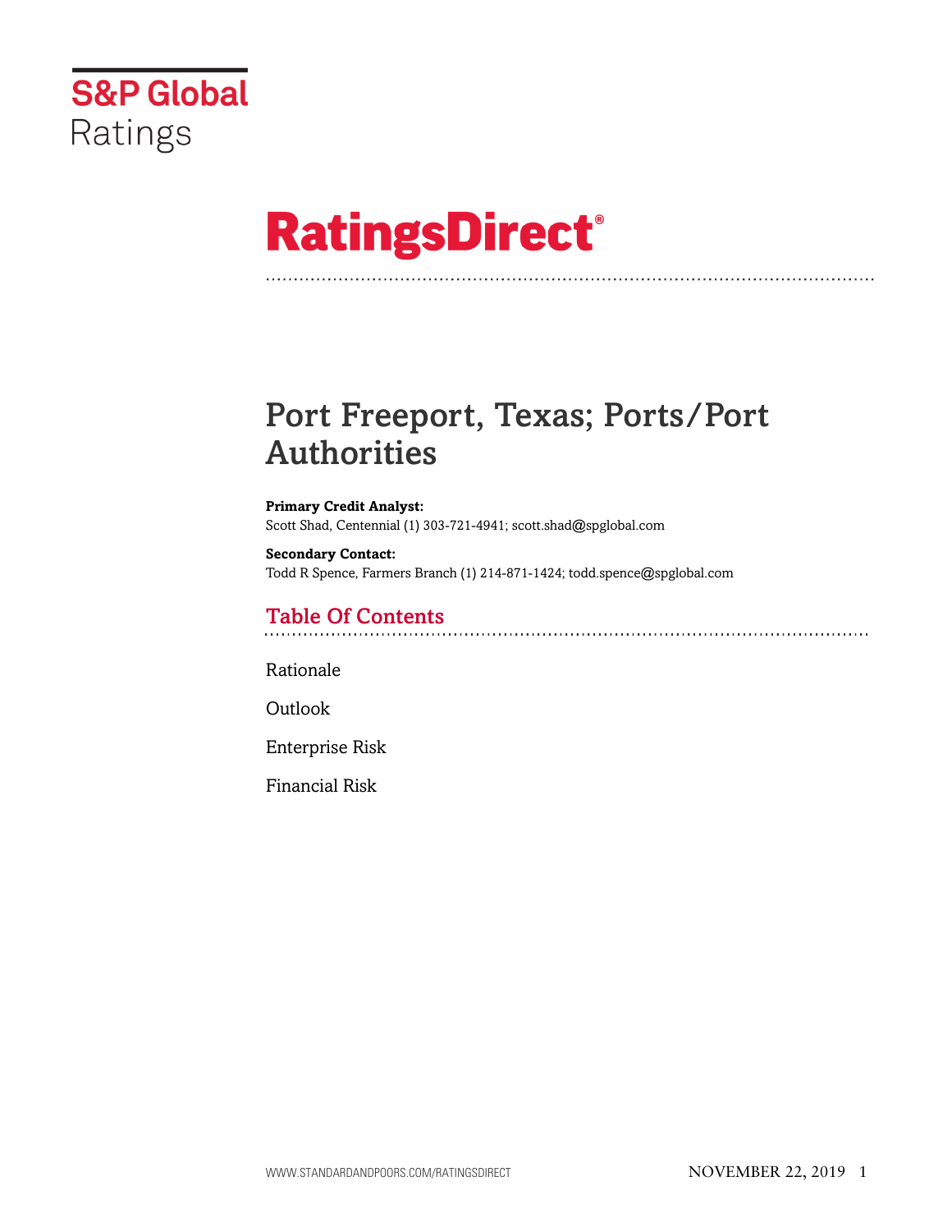# S&P Global Ratings

# RatingsDirect®

## Port Freeport, Texas; Ports/Port Authorities

**Primary Credit Analyst:**
Scott Shad, Centennial (1) 303-721-4941; scott.shad@spglobal.com

**Secondary Contact:**
Todd R Spence, Farmers Branch (1) 214-871-1424; todd.spence@spglobal.com

## Table Of Contents

Rationale

Outlook

Enterprise Risk

Financial Risk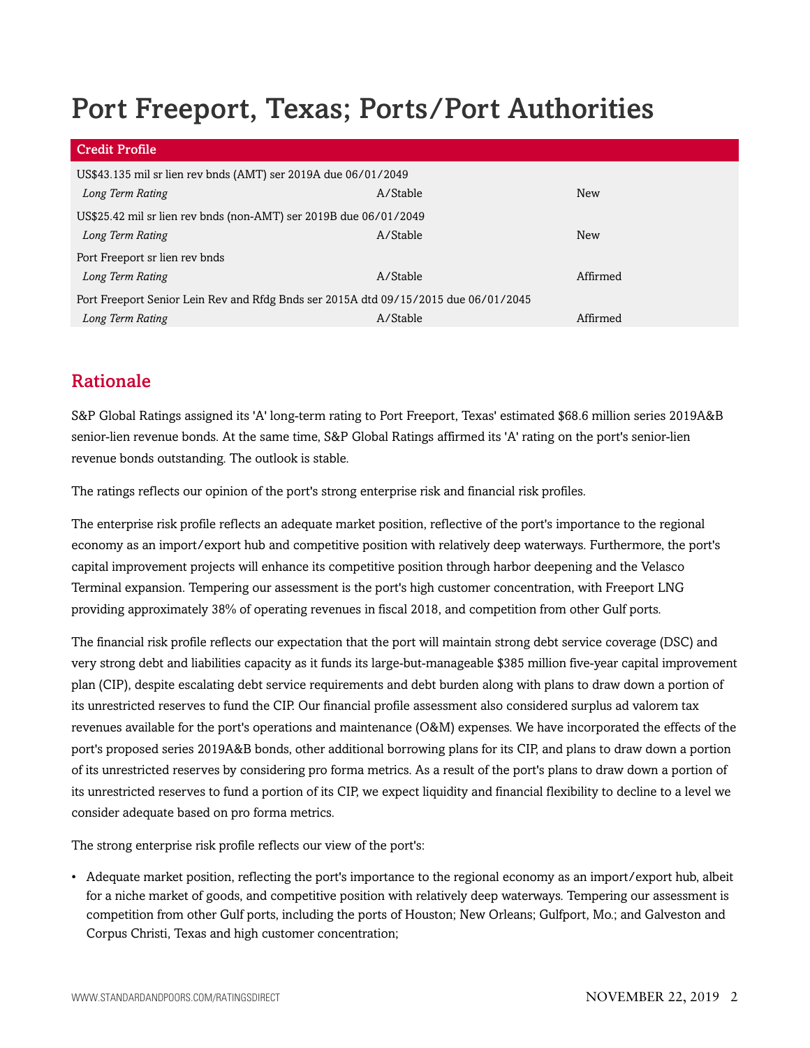# Port Freeport, Texas; Ports/Port Authorities

| Credit Profile | | |
|---|---|---|
| US$43.135 mil sr lien rev bnds (AMT) ser 2019A due 06/01/2049 | | |
| *Long Term Rating* | A/Stable | New |
| US$25.42 mil sr lien rev bnds (non-AMT) ser 2019B due 06/01/2049 | | |
| *Long Term Rating* | A/Stable | New |
| Port Freeport sr lien rev bnds | | |
| *Long Term Rating* | A/Stable | Affirmed |
| Port Freeport Senior Lein Rev and Rfdg Bnds ser 2015A dtd 09/15/2015 due 06/01/2045 | | |
| *Long Term Rating* | A/Stable | Affirmed |

## Rationale

S&P Global Ratings assigned its 'A' long-term rating to Port Freeport, Texas' estimated $68.6 million series 2019A&B senior-lien revenue bonds. At the same time, S&P Global Ratings affirmed its 'A' rating on the port's senior-lien revenue bonds outstanding. The outlook is stable.

The ratings reflects our opinion of the port's strong enterprise risk and financial risk profiles.

The enterprise risk profile reflects an adequate market position, reflective of the port's importance to the regional economy as an import/export hub and competitive position with relatively deep waterways. Furthermore, the port's capital improvement projects will enhance its competitive position through harbor deepening and the Velasco Terminal expansion. Tempering our assessment is the port's high customer concentration, with Freeport LNG providing approximately 38% of operating revenues in fiscal 2018, and competition from other Gulf ports.

The financial risk profile reflects our expectation that the port will maintain strong debt service coverage (DSC) and very strong debt and liabilities capacity as it funds its large-but-manageable $385 million five-year capital improvement plan (CIP), despite escalating debt service requirements and debt burden along with plans to draw down a portion of its unrestricted reserves to fund the CIP. Our financial profile assessment also considered surplus ad valorem tax revenues available for the port's operations and maintenance (O&M) expenses. We have incorporated the effects of the port's proposed series 2019A&B bonds, other additional borrowing plans for its CIP, and plans to draw down a portion of its unrestricted reserves by considering pro forma metrics. As a result of the port's plans to draw down a portion of its unrestricted reserves to fund a portion of its CIP, we expect liquidity and financial flexibility to decline to a level we consider adequate based on pro forma metrics.

The strong enterprise risk profile reflects our view of the port's:

- Adequate market position, reflecting the port's importance to the regional economy as an import/export hub, albeit for a niche market of goods, and competitive position with relatively deep waterways. Tempering our assessment is competition from other Gulf ports, including the ports of Houston; New Orleans; Gulfport, Mo.; and Galveston and Corpus Christi, Texas and high customer concentration;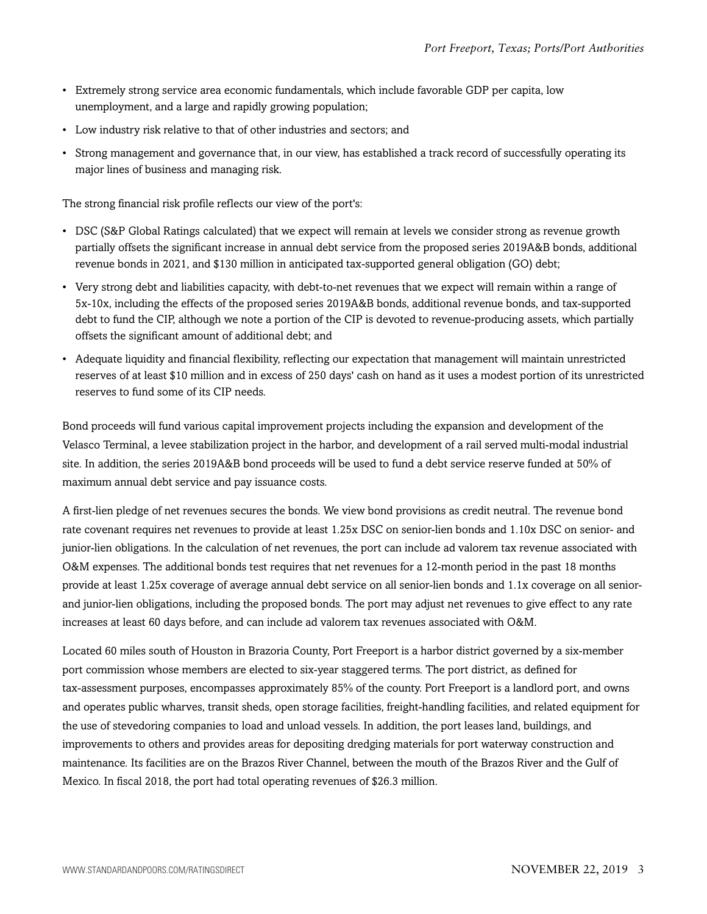- Extremely strong service area economic fundamentals, which include favorable GDP per capita, low unemployment, and a large and rapidly growing population;
- Low industry risk relative to that of other industries and sectors; and
- Strong management and governance that, in our view, has established a track record of successfully operating its major lines of business and managing risk.

The strong financial risk profile reflects our view of the port's:

- DSC (S&P Global Ratings calculated) that we expect will remain at levels we consider strong as revenue growth partially offsets the significant increase in annual debt service from the proposed series 2019A&B bonds, additional revenue bonds in 2021, and $130 million in anticipated tax-supported general obligation (GO) debt;
- Very strong debt and liabilities capacity, with debt-to-net revenues that we expect will remain within a range of 5x-10x, including the effects of the proposed series 2019A&B bonds, additional revenue bonds, and tax-supported debt to fund the CIP, although we note a portion of the CIP is devoted to revenue-producing assets, which partially offsets the significant amount of additional debt; and
- Adequate liquidity and financial flexibility, reflecting our expectation that management will maintain unrestricted reserves of at least $10 million and in excess of 250 days' cash on hand as it uses a modest portion of its unrestricted reserves to fund some of its CIP needs.

Bond proceeds will fund various capital improvement projects including the expansion and development of the Velasco Terminal, a levee stabilization project in the harbor, and development of a rail served multi-modal industrial site. In addition, the series 2019A&B bond proceeds will be used to fund a debt service reserve funded at 50% of maximum annual debt service and pay issuance costs.

A first-lien pledge of net revenues secures the bonds. We view bond provisions as credit neutral. The revenue bond rate covenant requires net revenues to provide at least 1.25x DSC on senior-lien bonds and 1.10x DSC on senior- and junior-lien obligations. In the calculation of net revenues, the port can include ad valorem tax revenue associated with O&M expenses. The additional bonds test requires that net revenues for a 12-month period in the past 18 months provide at least 1.25x coverage of average annual debt service on all senior-lien bonds and 1.1x coverage on all senior- and junior-lien obligations, including the proposed bonds. The port may adjust net revenues to give effect to any rate increases at least 60 days before, and can include ad valorem tax revenues associated with O&M.

Located 60 miles south of Houston in Brazoria County, Port Freeport is a harbor district governed by a six-member port commission whose members are elected to six-year staggered terms. The port district, as defined for tax-assessment purposes, encompasses approximately 85% of the county. Port Freeport is a landlord port, and owns and operates public wharves, transit sheds, open storage facilities, freight-handling facilities, and related equipment for the use of stevedoring companies to load and unload vessels. In addition, the port leases land, buildings, and improvements to others and provides areas for depositing dredging materials for port waterway construction and maintenance. Its facilities are on the Brazos River Channel, between the mouth of the Brazos River and the Gulf of Mexico. In fiscal 2018, the port had total operating revenues of $26.3 million.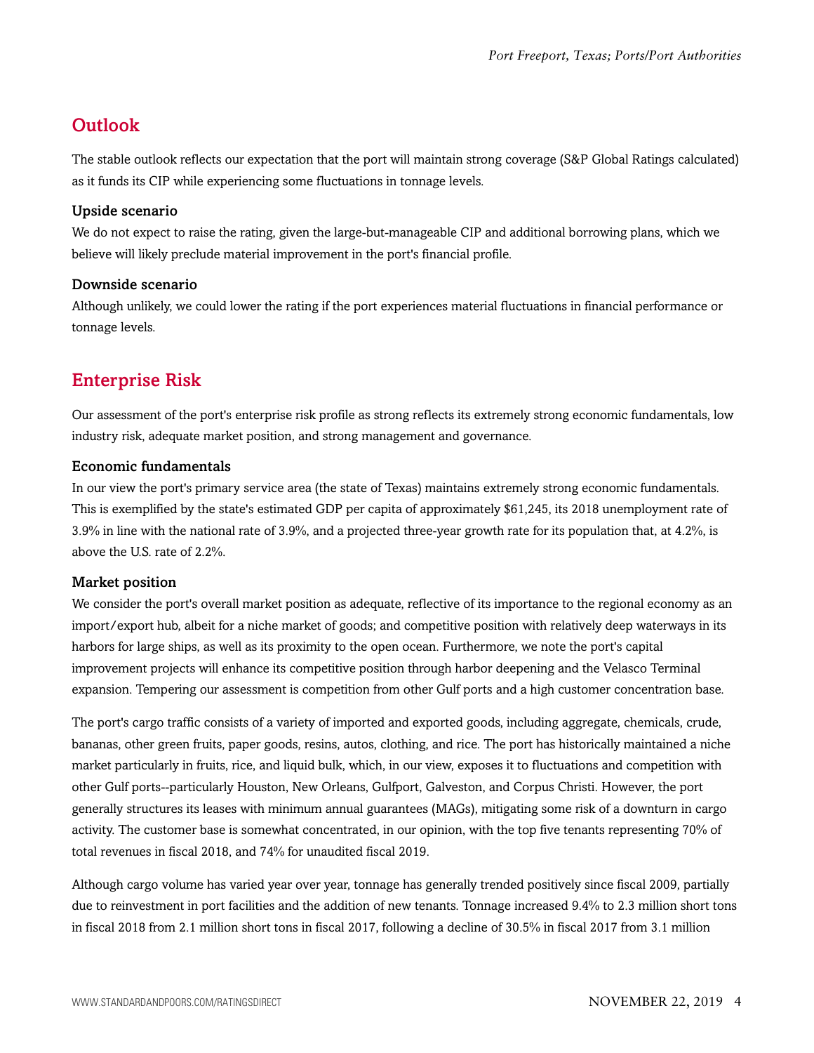## Outlook

The stable outlook reflects our expectation that the port will maintain strong coverage (S&P Global Ratings calculated) as it funds its CIP while experiencing some fluctuations in tonnage levels.

### Upside scenario

We do not expect to raise the rating, given the large-but-manageable CIP and additional borrowing plans, which we believe will likely preclude material improvement in the port's financial profile.

### Downside scenario

Although unlikely, we could lower the rating if the port experiences material fluctuations in financial performance or tonnage levels.

## Enterprise Risk

Our assessment of the port's enterprise risk profile as strong reflects its extremely strong economic fundamentals, low industry risk, adequate market position, and strong management and governance.

### Economic fundamentals

In our view the port's primary service area (the state of Texas) maintains extremely strong economic fundamentals. This is exemplified by the state's estimated GDP per capita of approximately $61,245, its 2018 unemployment rate of 3.9% in line with the national rate of 3.9%, and a projected three-year growth rate for its population that, at 4.2%, is above the U.S. rate of 2.2%.

### Market position

We consider the port's overall market position as adequate, reflective of its importance to the regional economy as an import/export hub, albeit for a niche market of goods; and competitive position with relatively deep waterways in its harbors for large ships, as well as its proximity to the open ocean. Furthermore, we note the port's capital improvement projects will enhance its competitive position through harbor deepening and the Velasco Terminal expansion. Tempering our assessment is competition from other Gulf ports and a high customer concentration base.

The port's cargo traffic consists of a variety of imported and exported goods, including aggregate, chemicals, crude, bananas, other green fruits, paper goods, resins, autos, clothing, and rice. The port has historically maintained a niche market particularly in fruits, rice, and liquid bulk, which, in our view, exposes it to fluctuations and competition with other Gulf ports--particularly Houston, New Orleans, Gulfport, Galveston, and Corpus Christi. However, the port generally structures its leases with minimum annual guarantees (MAGs), mitigating some risk of a downturn in cargo activity. The customer base is somewhat concentrated, in our opinion, with the top five tenants representing 70% of total revenues in fiscal 2018, and 74% for unaudited fiscal 2019.

Although cargo volume has varied year over year, tonnage has generally trended positively since fiscal 2009, partially due to reinvestment in port facilities and the addition of new tenants. Tonnage increased 9.4% to 2.3 million short tons in fiscal 2018 from 2.1 million short tons in fiscal 2017, following a decline of 30.5% in fiscal 2017 from 3.1 million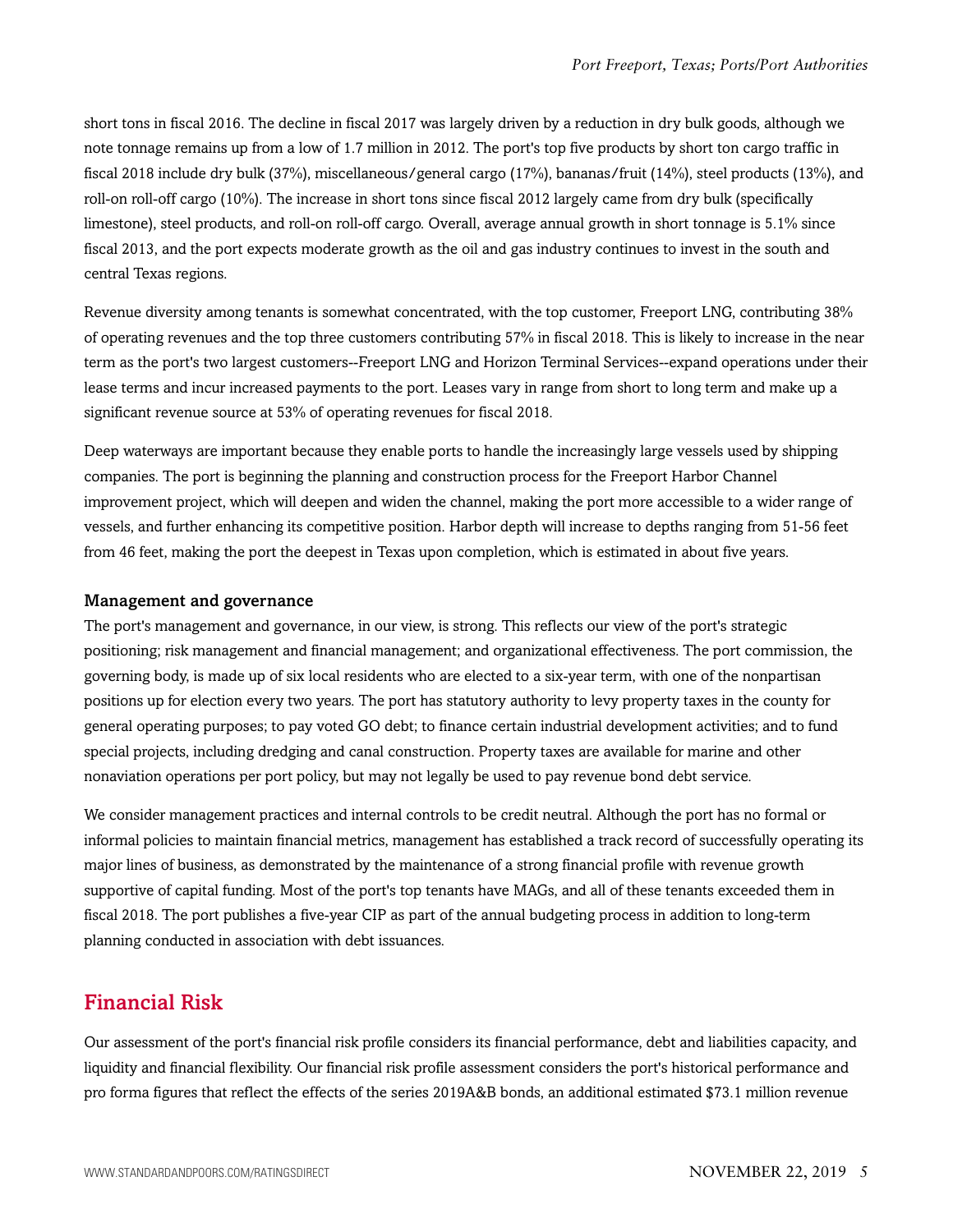short tons in fiscal 2016. The decline in fiscal 2017 was largely driven by a reduction in dry bulk goods, although we note tonnage remains up from a low of 1.7 million in 2012. The port's top five products by short ton cargo traffic in fiscal 2018 include dry bulk (37%), miscellaneous/general cargo (17%), bananas/fruit (14%), steel products (13%), and roll-on roll-off cargo (10%). The increase in short tons since fiscal 2012 largely came from dry bulk (specifically limestone), steel products, and roll-on roll-off cargo. Overall, average annual growth in short tonnage is 5.1% since fiscal 2013, and the port expects moderate growth as the oil and gas industry continues to invest in the south and central Texas regions.

Revenue diversity among tenants is somewhat concentrated, with the top customer, Freeport LNG, contributing 38% of operating revenues and the top three customers contributing 57% in fiscal 2018. This is likely to increase in the near term as the port's two largest customers--Freeport LNG and Horizon Terminal Services--expand operations under their lease terms and incur increased payments to the port. Leases vary in range from short to long term and make up a significant revenue source at 53% of operating revenues for fiscal 2018.

Deep waterways are important because they enable ports to handle the increasingly large vessels used by shipping companies. The port is beginning the planning and construction process for the Freeport Harbor Channel improvement project, which will deepen and widen the channel, making the port more accessible to a wider range of vessels, and further enhancing its competitive position. Harbor depth will increase to depths ranging from 51-56 feet from 46 feet, making the port the deepest in Texas upon completion, which is estimated in about five years.

### Management and governance

The port's management and governance, in our view, is strong. This reflects our view of the port's strategic positioning; risk management and financial management; and organizational effectiveness. The port commission, the governing body, is made up of six local residents who are elected to a six-year term, with one of the nonpartisan positions up for election every two years. The port has statutory authority to levy property taxes in the county for general operating purposes; to pay voted GO debt; to finance certain industrial development activities; and to fund special projects, including dredging and canal construction. Property taxes are available for marine and other nonaviation operations per port policy, but may not legally be used to pay revenue bond debt service.

We consider management practices and internal controls to be credit neutral. Although the port has no formal or informal policies to maintain financial metrics, management has established a track record of successfully operating its major lines of business, as demonstrated by the maintenance of a strong financial profile with revenue growth supportive of capital funding. Most of the port's top tenants have MAGs, and all of these tenants exceeded them in fiscal 2018. The port publishes a five-year CIP as part of the annual budgeting process in addition to long-term planning conducted in association with debt issuances.

## Financial Risk

Our assessment of the port's financial risk profile considers its financial performance, debt and liabilities capacity, and liquidity and financial flexibility. Our financial risk profile assessment considers the port's historical performance and pro forma figures that reflect the effects of the series 2019A&B bonds, an additional estimated $73.1 million revenue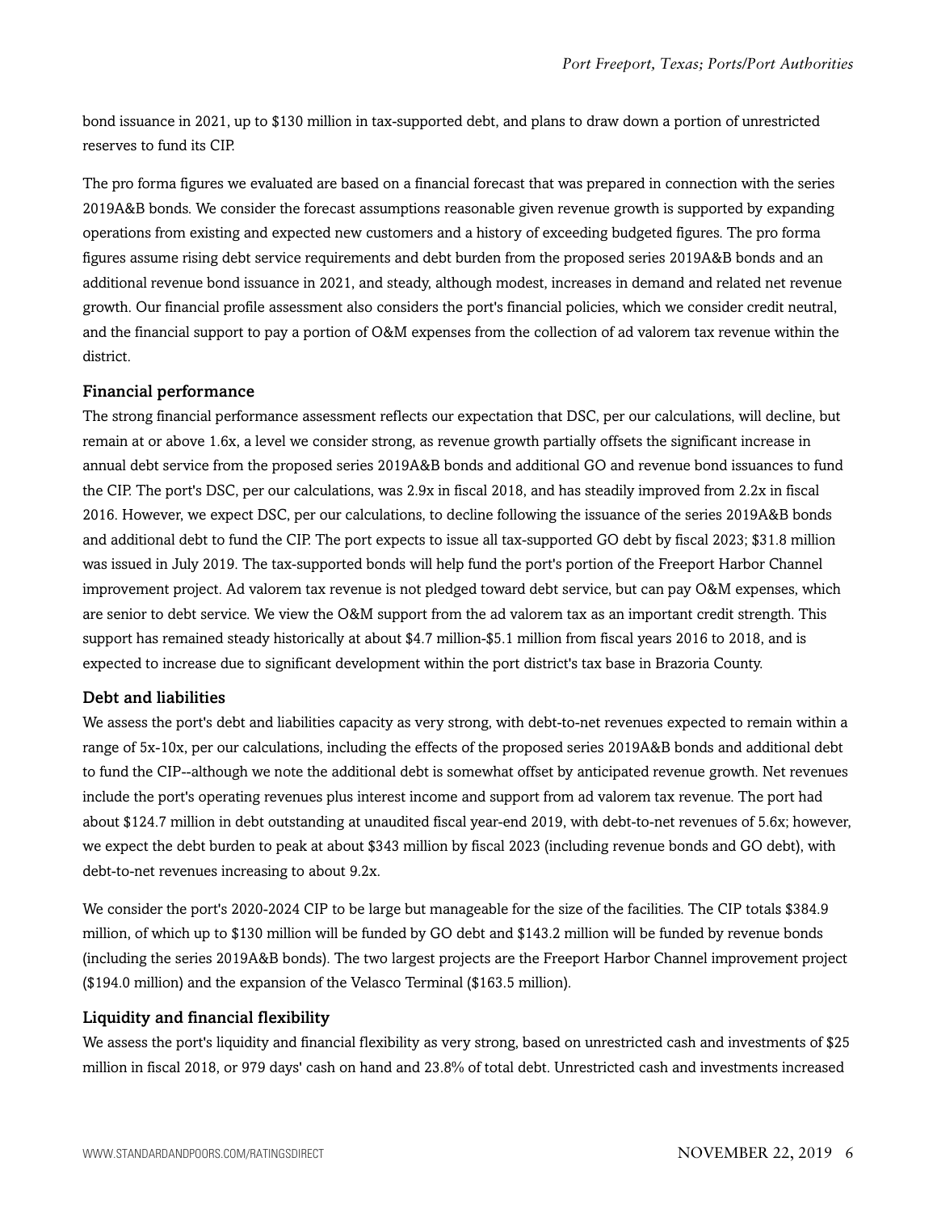bond issuance in 2021, up to $130 million in tax-supported debt, and plans to draw down a portion of unrestricted reserves to fund its CIP.

The pro forma figures we evaluated are based on a financial forecast that was prepared in connection with the series 2019A&B bonds. We consider the forecast assumptions reasonable given revenue growth is supported by expanding operations from existing and expected new customers and a history of exceeding budgeted figures. The pro forma figures assume rising debt service requirements and debt burden from the proposed series 2019A&B bonds and an additional revenue bond issuance in 2021, and steady, although modest, increases in demand and related net revenue growth. Our financial profile assessment also considers the port's financial policies, which we consider credit neutral, and the financial support to pay a portion of O&M expenses from the collection of ad valorem tax revenue within the district.

### Financial performance

The strong financial performance assessment reflects our expectation that DSC, per our calculations, will decline, but remain at or above 1.6x, a level we consider strong, as revenue growth partially offsets the significant increase in annual debt service from the proposed series 2019A&B bonds and additional GO and revenue bond issuances to fund the CIP. The port's DSC, per our calculations, was 2.9x in fiscal 2018, and has steadily improved from 2.2x in fiscal 2016. However, we expect DSC, per our calculations, to decline following the issuance of the series 2019A&B bonds and additional debt to fund the CIP. The port expects to issue all tax-supported GO debt by fiscal 2023; $31.8 million was issued in July 2019. The tax-supported bonds will help fund the port's portion of the Freeport Harbor Channel improvement project. Ad valorem tax revenue is not pledged toward debt service, but can pay O&M expenses, which are senior to debt service. We view the O&M support from the ad valorem tax as an important credit strength. This support has remained steady historically at about $4.7 million-$5.1 million from fiscal years 2016 to 2018, and is expected to increase due to significant development within the port district's tax base in Brazoria County.

### Debt and liabilities

We assess the port's debt and liabilities capacity as very strong, with debt-to-net revenues expected to remain within a range of 5x-10x, per our calculations, including the effects of the proposed series 2019A&B bonds and additional debt to fund the CIP--although we note the additional debt is somewhat offset by anticipated revenue growth. Net revenues include the port's operating revenues plus interest income and support from ad valorem tax revenue. The port had about $124.7 million in debt outstanding at unaudited fiscal year-end 2019, with debt-to-net revenues of 5.6x; however, we expect the debt burden to peak at about $343 million by fiscal 2023 (including revenue bonds and GO debt), with debt-to-net revenues increasing to about 9.2x.

We consider the port's 2020-2024 CIP to be large but manageable for the size of the facilities. The CIP totals $384.9 million, of which up to $130 million will be funded by GO debt and $143.2 million will be funded by revenue bonds (including the series 2019A&B bonds). The two largest projects are the Freeport Harbor Channel improvement project ($194.0 million) and the expansion of the Velasco Terminal ($163.5 million).

### Liquidity and financial flexibility

We assess the port's liquidity and financial flexibility as very strong, based on unrestricted cash and investments of $25 million in fiscal 2018, or 979 days' cash on hand and 23.8% of total debt. Unrestricted cash and investments increased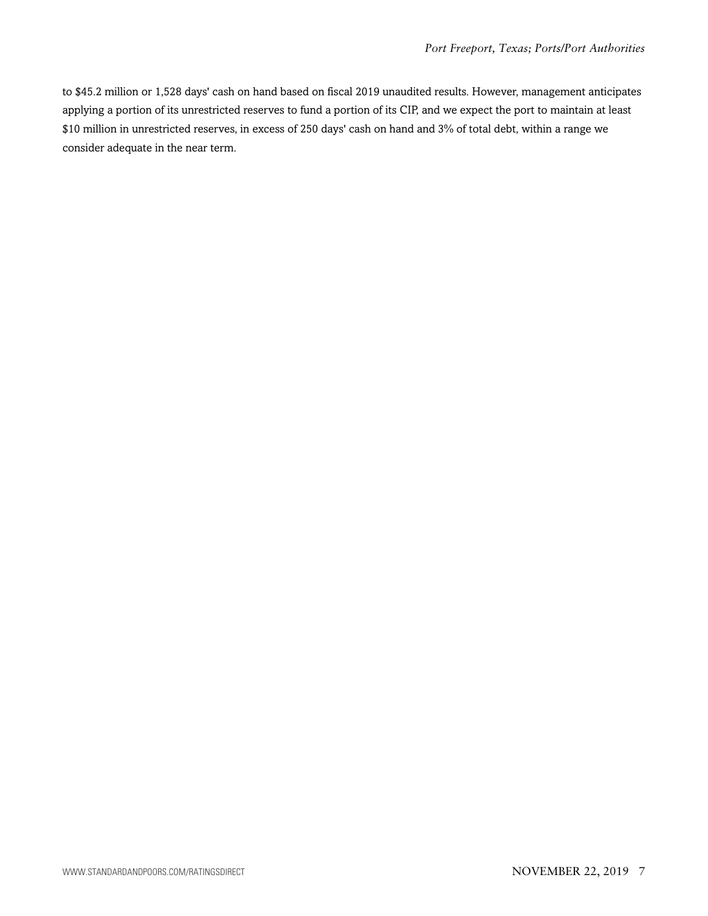to $45.2 million or 1,528 days' cash on hand based on fiscal 2019 unaudited results. However, management anticipates applying a portion of its unrestricted reserves to fund a portion of its CIP, and we expect the port to maintain at least $10 million in unrestricted reserves, in excess of 250 days' cash on hand and 3% of total debt, within a range we consider adequate in the near term.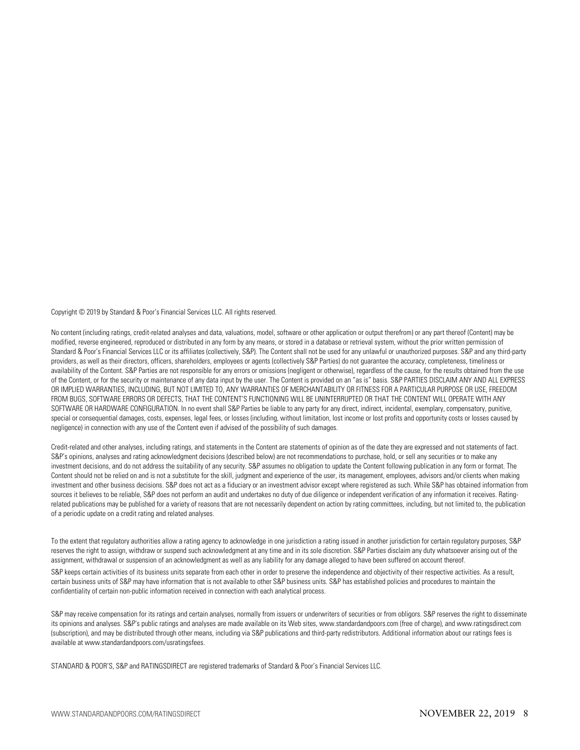Copyright © 2019 by Standard & Poor's Financial Services LLC. All rights reserved.

No content (including ratings, credit-related analyses and data, valuations, model, software or other application or output therefrom) or any part thereof (Content) may be modified, reverse engineered, reproduced or distributed in any form by any means, or stored in a database or retrieval system, without the prior written permission of Standard & Poor's Financial Services LLC or its affiliates (collectively, S&P). The Content shall not be used for any unlawful or unauthorized purposes. S&P and any third-party providers, as well as their directors, officers, shareholders, employees or agents (collectively S&P Parties) do not guarantee the accuracy, completeness, timeliness or availability of the Content. S&P Parties are not responsible for any errors or omissions (negligent or otherwise), regardless of the cause, for the results obtained from the use of the Content, or for the security or maintenance of any data input by the user. The Content is provided on an "as is" basis. S&P PARTIES DISCLAIM ANY AND ALL EXPRESS OR IMPLIED WARRANTIES, INCLUDING, BUT NOT LIMITED TO, ANY WARRANTIES OF MERCHANTABILITY OR FITNESS FOR A PARTICULAR PURPOSE OR USE, FREEDOM FROM BUGS, SOFTWARE ERRORS OR DEFECTS, THAT THE CONTENT'S FUNCTIONING WILL BE UNINTERRUPTED OR THAT THE CONTENT WILL OPERATE WITH ANY SOFTWARE OR HARDWARE CONFIGURATION. In no event shall S&P Parties be liable to any party for any direct, indirect, incidental, exemplary, compensatory, punitive, special or consequential damages, costs, expenses, legal fees, or losses (including, without limitation, lost income or lost profits and opportunity costs or losses caused by negligence) in connection with any use of the Content even if advised of the possibility of such damages.

Credit-related and other analyses, including ratings, and statements in the Content are statements of opinion as of the date they are expressed and not statements of fact. S&P's opinions, analyses and rating acknowledgment decisions (described below) are not recommendations to purchase, hold, or sell any securities or to make any investment decisions, and do not address the suitability of any security. S&P assumes no obligation to update the Content following publication in any form or format. The Content should not be relied on and is not a substitute for the skill, judgment and experience of the user, its management, employees, advisors and/or clients when making investment and other business decisions. S&P does not act as a fiduciary or an investment advisor except where registered as such. While S&P has obtained information from sources it believes to be reliable, S&P does not perform an audit and undertakes no duty of due diligence or independent verification of any information it receives. Rating-related publications may be published for a variety of reasons that are not necessarily dependent on action by rating committees, including, but not limited to, the publication of a periodic update on a credit rating and related analyses.

To the extent that regulatory authorities allow a rating agency to acknowledge in one jurisdiction a rating issued in another jurisdiction for certain regulatory purposes, S&P reserves the right to assign, withdraw or suspend such acknowledgment at any time and in its sole discretion. S&P Parties disclaim any duty whatsoever arising out of the assignment, withdrawal or suspension of an acknowledgment as well as any liability for any damage alleged to have been suffered on account thereof.

S&P keeps certain activities of its business units separate from each other in order to preserve the independence and objectivity of their respective activities. As a result, certain business units of S&P may have information that is not available to other S&P business units. S&P has established policies and procedures to maintain the confidentiality of certain non-public information received in connection with each analytical process.

S&P may receive compensation for its ratings and certain analyses, normally from issuers or underwriters of securities or from obligors. S&P reserves the right to disseminate its opinions and analyses. S&P's public ratings and analyses are made available on its Web sites, www.standardandpoors.com (free of charge), and www.ratingsdirect.com (subscription), and may be distributed through other means, including via S&P publications and third-party redistributors. Additional information about our ratings fees is available at www.standardandpoors.com/usratingsfees.

STANDARD & POOR'S, S&P and RATINGSDIRECT are registered trademarks of Standard & Poor's Financial Services LLC.